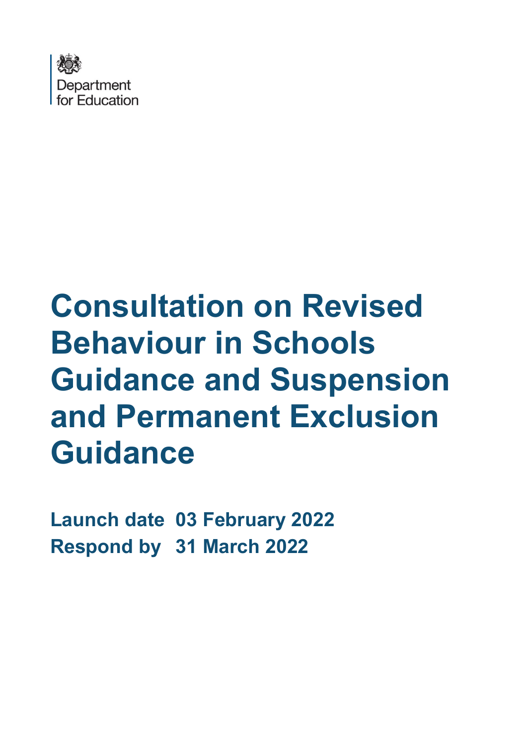Department for Education

# Consultation on Revised Behaviour in Schools Guidance and Suspension and Permanent Exclusion Guidance

**Launch date 03 February 2022**
**Respond by 31 March 2022**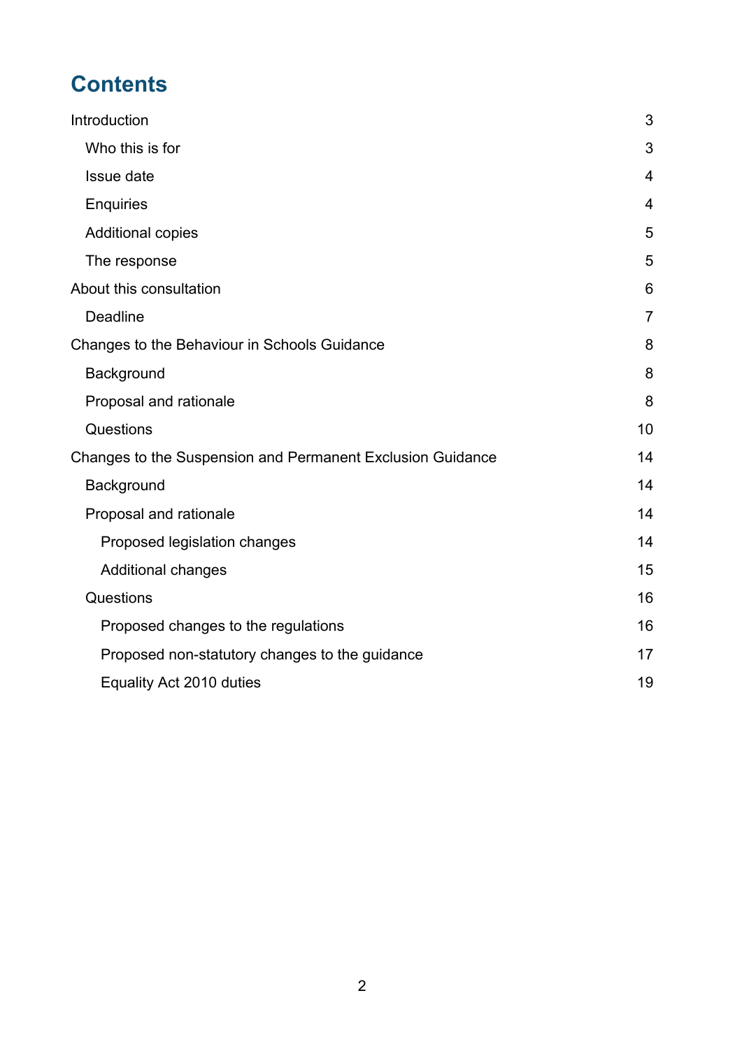# Contents

Introduction 3

- Who this is for 3
- Issue date 4
- Enquiries 4
- Additional copies 5
- The response 5

About this consultation 6

- Deadline 7

Changes to the Behaviour in Schools Guidance 8

- Background 8
- Proposal and rationale 8
- Questions 10

Changes to the Suspension and Permanent Exclusion Guidance 14

- Background 14
- Proposal and rationale 14
  - Proposed legislation changes 14
  - Additional changes 15
- Questions 16
  - Proposed changes to the regulations 16
  - Proposed non-statutory changes to the guidance 17
  - Equality Act 2010 duties 19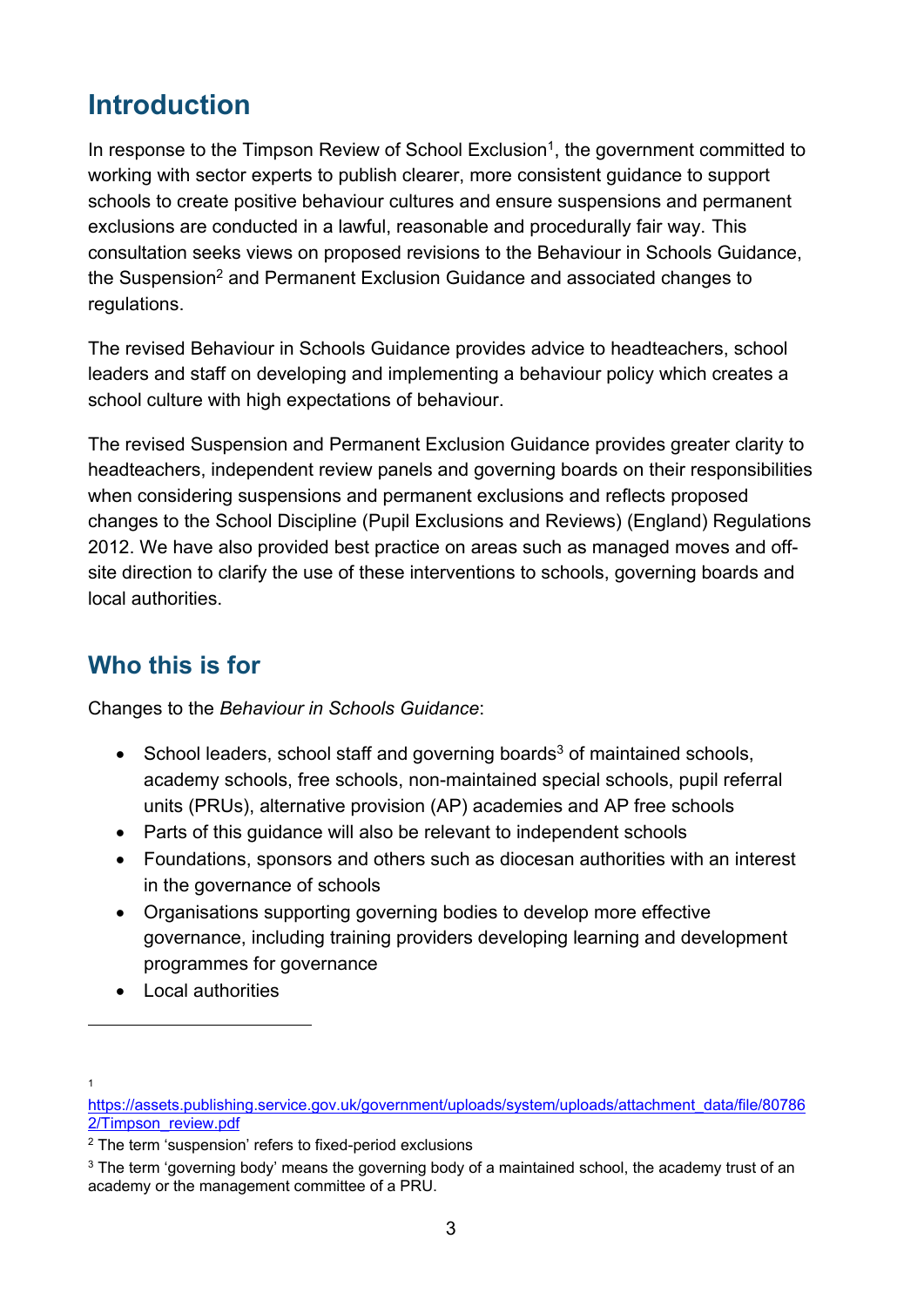## Introduction

In response to the Timpson Review of School Exclusion[1], the government committed to working with sector experts to publish clearer, more consistent guidance to support schools to create positive behaviour cultures and ensure suspensions and permanent exclusions are conducted in a lawful, reasonable and procedurally fair way. This consultation seeks views on proposed revisions to the Behaviour in Schools Guidance, the Suspension[2] and Permanent Exclusion Guidance and associated changes to regulations.

The revised Behaviour in Schools Guidance provides advice to headteachers, school leaders and staff on developing and implementing a behaviour policy which creates a school culture with high expectations of behaviour.

The revised Suspension and Permanent Exclusion Guidance provides greater clarity to headteachers, independent review panels and governing boards on their responsibilities when considering suspensions and permanent exclusions and reflects proposed changes to the School Discipline (Pupil Exclusions and Reviews) (England) Regulations 2012. We have also provided best practice on areas such as managed moves and off-site direction to clarify the use of these interventions to schools, governing boards and local authorities.

## Who this is for

Changes to the *Behaviour in Schools Guidance*:

- School leaders, school staff and governing boards[3] of maintained schools, academy schools, free schools, non-maintained special schools, pupil referral units (PRUs), alternative provision (AP) academies and AP free schools
- Parts of this guidance will also be relevant to independent schools
- Foundations, sponsors and others such as diocesan authorities with an interest in the governance of schools
- Organisations supporting governing bodies to develop more effective governance, including training providers developing learning and development programmes for governance
- Local authorities

---

[1] https://assets.publishing.service.gov.uk/government/uploads/system/uploads/attachment_data/file/807862/Timpson_review.pdf

[2] The term 'suspension' refers to fixed-period exclusions

[3] The term 'governing body' means the governing body of a maintained school, the academy trust of an academy or the management committee of a PRU.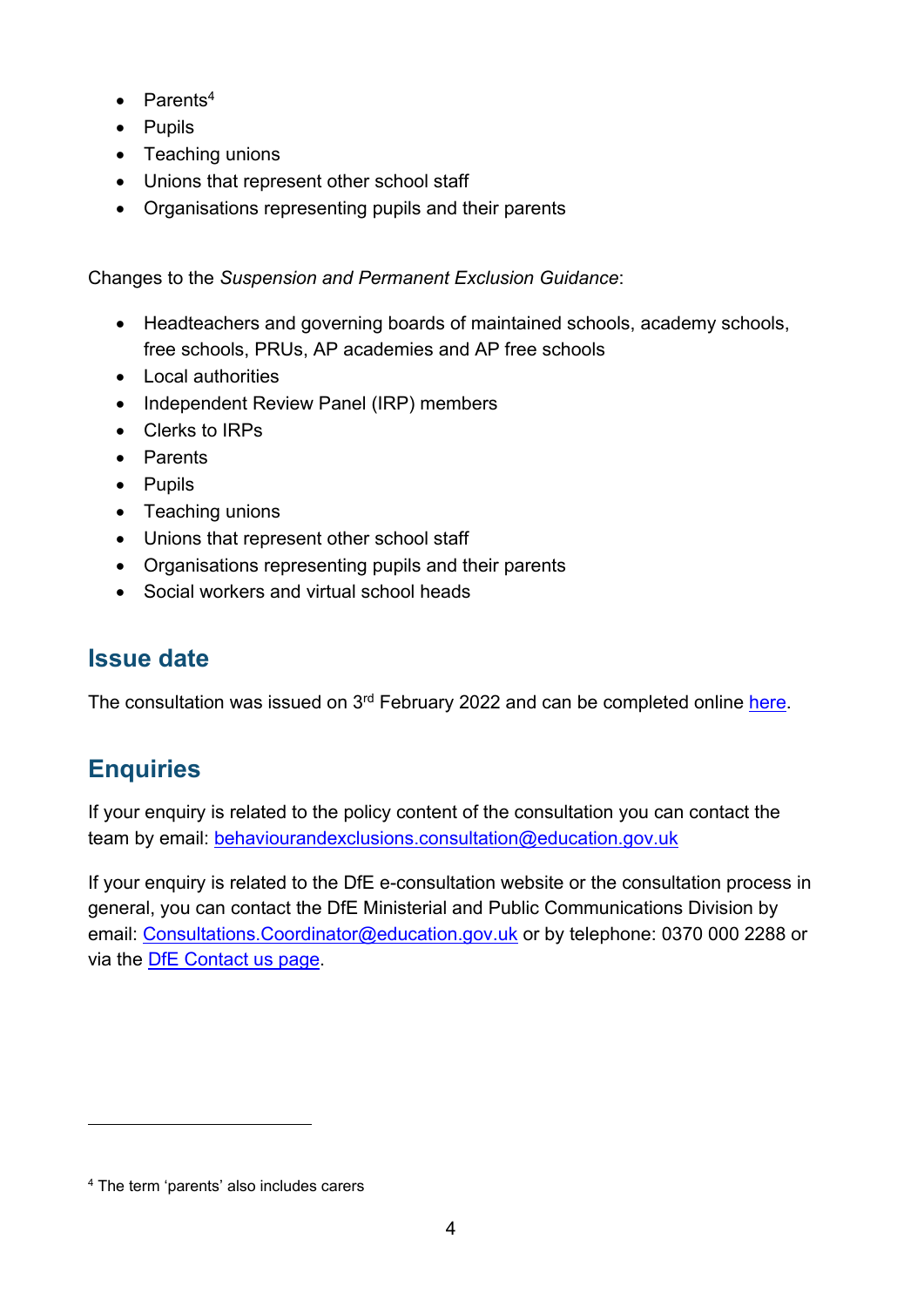- Parents[4]
- Pupils
- Teaching unions
- Unions that represent other school staff
- Organisations representing pupils and their parents

Changes to the *Suspension and Permanent Exclusion Guidance*:

- Headteachers and governing boards of maintained schools, academy schools, free schools, PRUs, AP academies and AP free schools
- Local authorities
- Independent Review Panel (IRP) members
- Clerks to IRPs
- Parents
- Pupils
- Teaching unions
- Unions that represent other school staff
- Organisations representing pupils and their parents
- Social workers and virtual school heads

## Issue date

The consultation was issued on 3rd February 2022 and can be completed online here.

## Enquiries

If your enquiry is related to the policy content of the consultation you can contact the team by email: behaviourandexclusions.consultation@education.gov.uk

If your enquiry is related to the DfE e-consultation website or the consultation process in general, you can contact the DfE Ministerial and Public Communications Division by email: Consultations.Coordinator@education.gov.uk or by telephone: 0370 000 2288 or via the DfE Contact us page.

[4] The term 'parents' also includes carers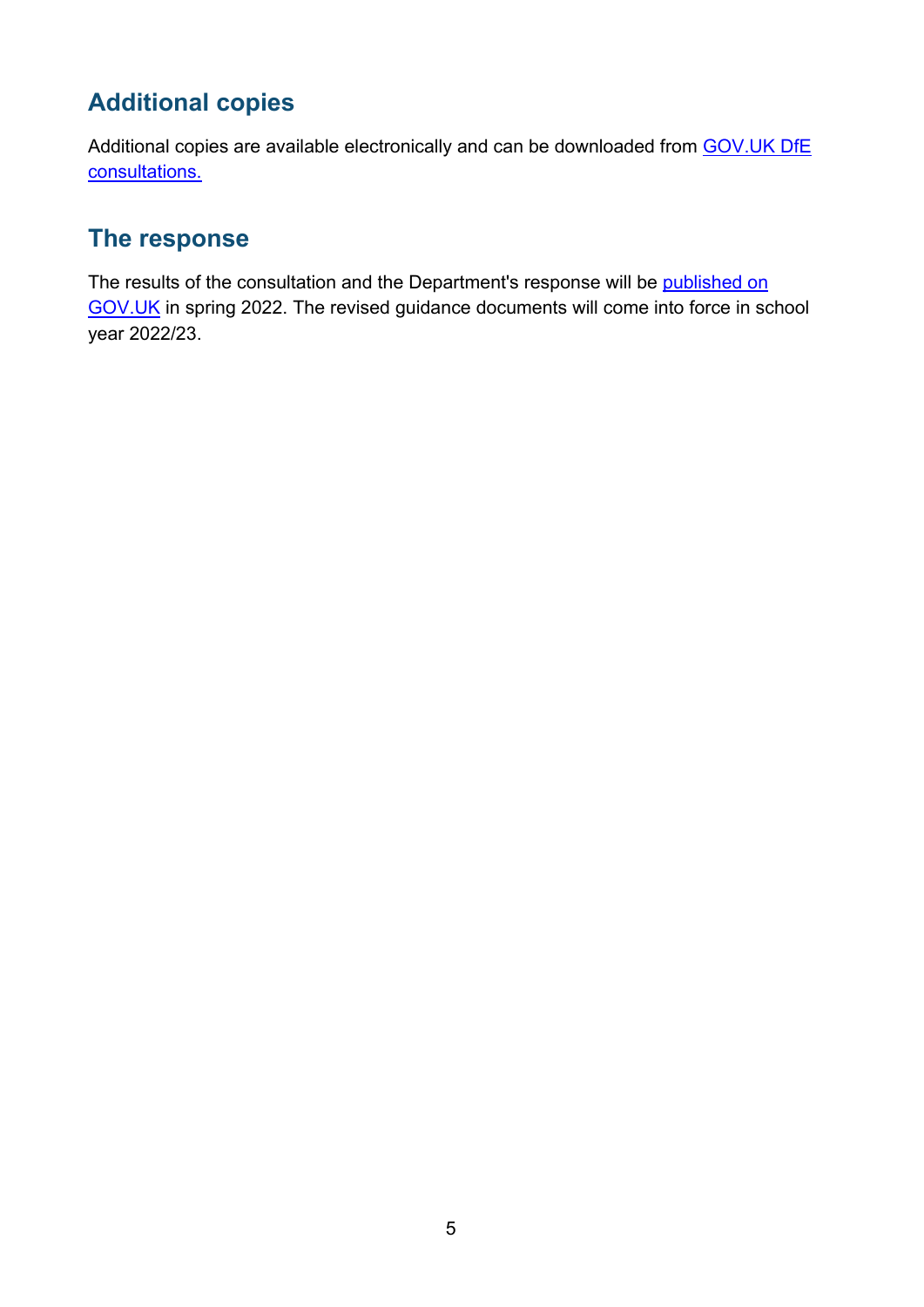## Additional copies

Additional copies are available electronically and can be downloaded from GOV.UK DfE consultations.

## The response

The results of the consultation and the Department's response will be published on GOV.UK in spring 2022. The revised guidance documents will come into force in school year 2022/23.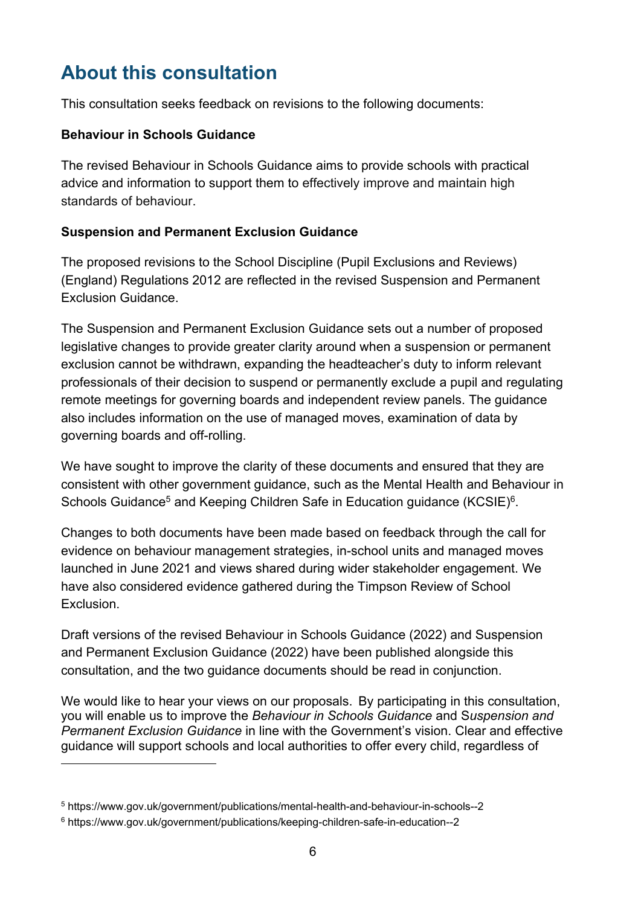## About this consultation

This consultation seeks feedback on revisions to the following documents:

**Behaviour in Schools Guidance**

The revised Behaviour in Schools Guidance aims to provide schools with practical advice and information to support them to effectively improve and maintain high standards of behaviour.

**Suspension and Permanent Exclusion Guidance**

The proposed revisions to the School Discipline (Pupil Exclusions and Reviews) (England) Regulations 2012 are reflected in the revised Suspension and Permanent Exclusion Guidance.

The Suspension and Permanent Exclusion Guidance sets out a number of proposed legislative changes to provide greater clarity around when a suspension or permanent exclusion cannot be withdrawn, expanding the headteacher's duty to inform relevant professionals of their decision to suspend or permanently exclude a pupil and regulating remote meetings for governing boards and independent review panels. The guidance also includes information on the use of managed moves, examination of data by governing boards and off-rolling.

We have sought to improve the clarity of these documents and ensured that they are consistent with other government guidance, such as the Mental Health and Behaviour in Schools Guidance[5] and Keeping Children Safe in Education guidance (KCSIE)[6].

Changes to both documents have been made based on feedback through the call for evidence on behaviour management strategies, in-school units and managed moves launched in June 2021 and views shared during wider stakeholder engagement. We have also considered evidence gathered during the Timpson Review of School Exclusion.

Draft versions of the revised Behaviour in Schools Guidance (2022) and Suspension and Permanent Exclusion Guidance (2022) have been published alongside this consultation, and the two guidance documents should be read in conjunction.

We would like to hear your views on our proposals. By participating in this consultation, you will enable us to improve the *Behaviour in Schools Guidance* and S*uspension and Permanent Exclusion Guidance* in line with the Government's vision. Clear and effective guidance will support schools and local authorities to offer every child, regardless of

---

[5] https://www.gov.uk/government/publications/mental-health-and-behaviour-in-schools--2

[6] https://www.gov.uk/government/publications/keeping-children-safe-in-education--2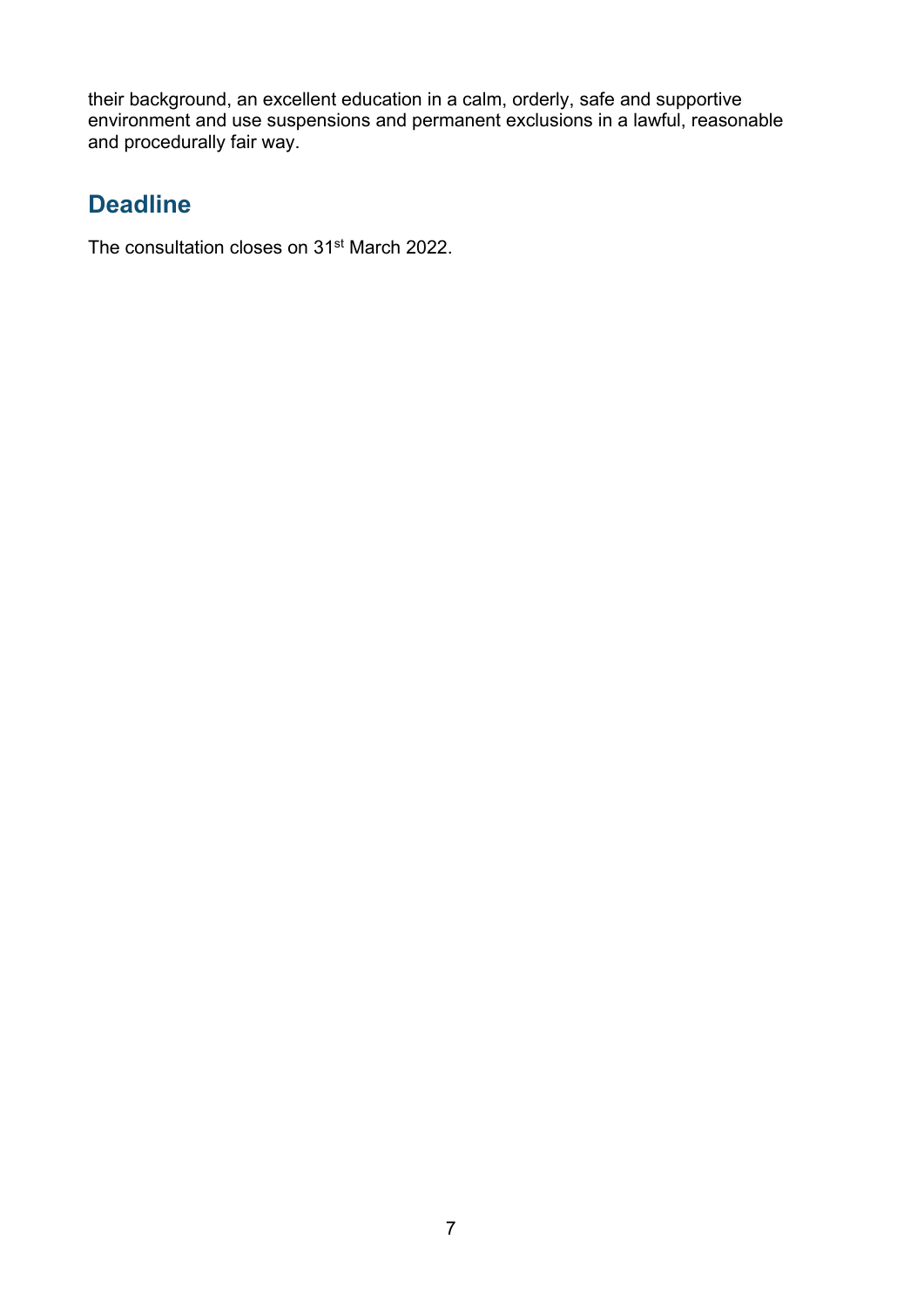their background, an excellent education in a calm, orderly, safe and supportive environment and use suspensions and permanent exclusions in a lawful, reasonable and procedurally fair way.

## Deadline

The consultation closes on 31st March 2022.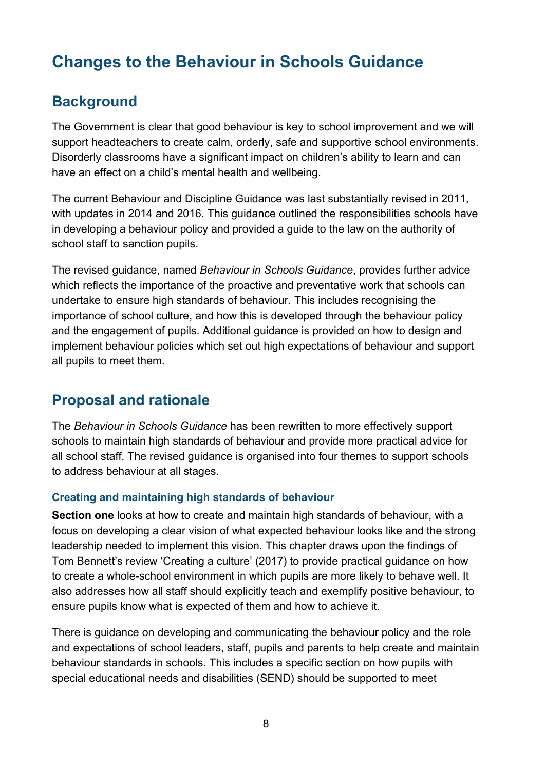# Changes to the Behaviour in Schools Guidance

## Background

The Government is clear that good behaviour is key to school improvement and we will support headteachers to create calm, orderly, safe and supportive school environments. Disorderly classrooms have a significant impact on children's ability to learn and can have an effect on a child's mental health and wellbeing.

The current Behaviour and Discipline Guidance was last substantially revised in 2011, with updates in 2014 and 2016. This guidance outlined the responsibilities schools have in developing a behaviour policy and provided a guide to the law on the authority of school staff to sanction pupils.

The revised guidance, named *Behaviour in Schools Guidance*, provides further advice which reflects the importance of the proactive and preventative work that schools can undertake to ensure high standards of behaviour. This includes recognising the importance of school culture, and how this is developed through the behaviour policy and the engagement of pupils. Additional guidance is provided on how to design and implement behaviour policies which set out high expectations of behaviour and support all pupils to meet them.

## Proposal and rationale

The *Behaviour in Schools Guidance* has been rewritten to more effectively support schools to maintain high standards of behaviour and provide more practical advice for all school staff. The revised guidance is organised into four themes to support schools to address behaviour at all stages.

### Creating and maintaining high standards of behaviour

**Section one** looks at how to create and maintain high standards of behaviour, with a focus on developing a clear vision of what expected behaviour looks like and the strong leadership needed to implement this vision. This chapter draws upon the findings of Tom Bennett's review 'Creating a culture' (2017) to provide practical guidance on how to create a whole-school environment in which pupils are more likely to behave well. It also addresses how all staff should explicitly teach and exemplify positive behaviour, to ensure pupils know what is expected of them and how to achieve it.

There is guidance on developing and communicating the behaviour policy and the role and expectations of school leaders, staff, pupils and parents to help create and maintain behaviour standards in schools. This includes a specific section on how pupils with special educational needs and disabilities (SEND) should be supported to meet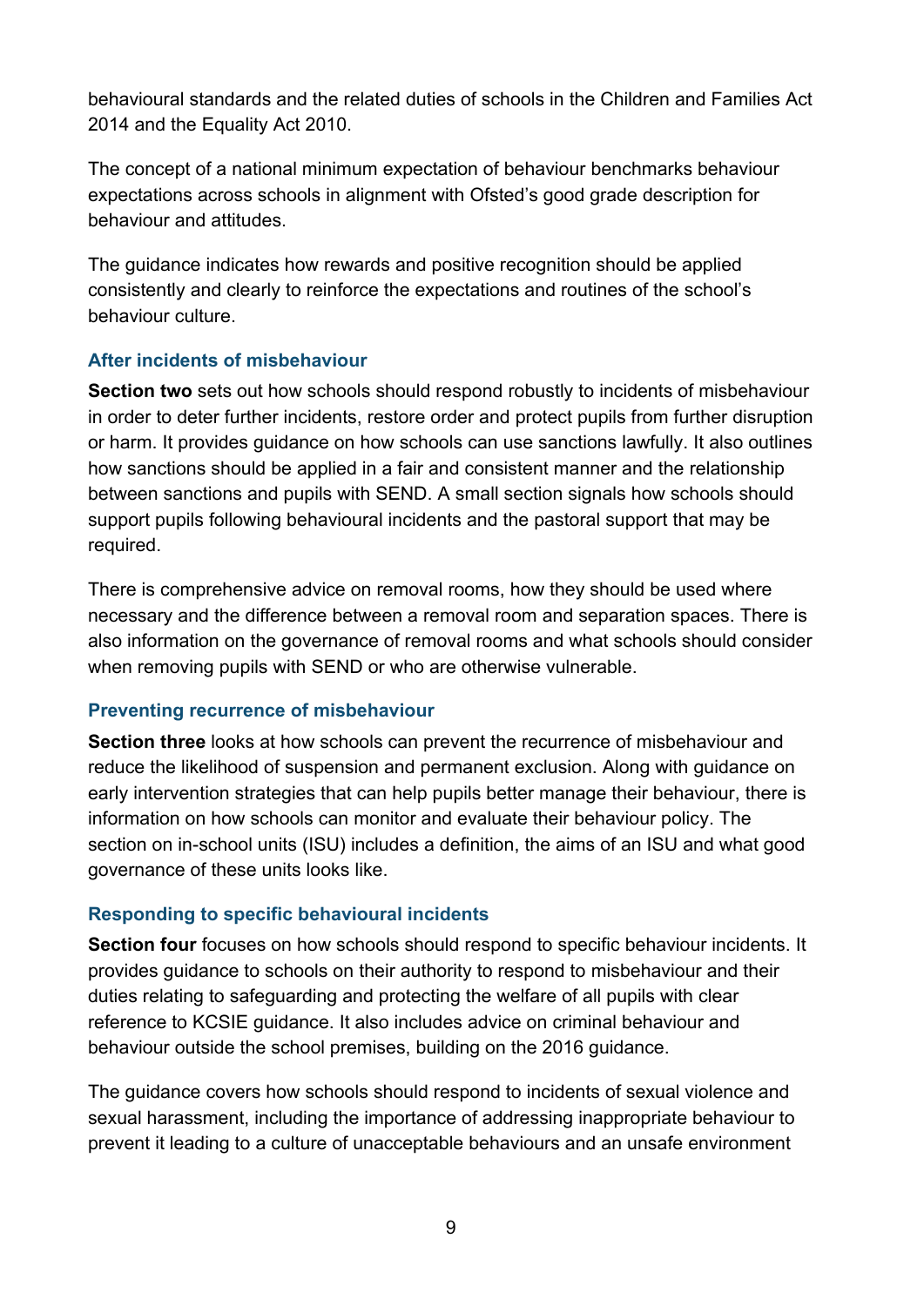behavioural standards and the related duties of schools in the Children and Families Act 2014 and the Equality Act 2010.

The concept of a national minimum expectation of behaviour benchmarks behaviour expectations across schools in alignment with Ofsted's good grade description for behaviour and attitudes.

The guidance indicates how rewards and positive recognition should be applied consistently and clearly to reinforce the expectations and routines of the school's behaviour culture.

### After incidents of misbehaviour

**Section two** sets out how schools should respond robustly to incidents of misbehaviour in order to deter further incidents, restore order and protect pupils from further disruption or harm. It provides guidance on how schools can use sanctions lawfully. It also outlines how sanctions should be applied in a fair and consistent manner and the relationship between sanctions and pupils with SEND. A small section signals how schools should support pupils following behavioural incidents and the pastoral support that may be required.

There is comprehensive advice on removal rooms, how they should be used where necessary and the difference between a removal room and separation spaces. There is also information on the governance of removal rooms and what schools should consider when removing pupils with SEND or who are otherwise vulnerable.

### Preventing recurrence of misbehaviour

**Section three** looks at how schools can prevent the recurrence of misbehaviour and reduce the likelihood of suspension and permanent exclusion. Along with guidance on early intervention strategies that can help pupils better manage their behaviour, there is information on how schools can monitor and evaluate their behaviour policy. The section on in-school units (ISU) includes a definition, the aims of an ISU and what good governance of these units looks like.

### Responding to specific behavioural incidents

**Section four** focuses on how schools should respond to specific behaviour incidents. It provides guidance to schools on their authority to respond to misbehaviour and their duties relating to safeguarding and protecting the welfare of all pupils with clear reference to KCSIE guidance. It also includes advice on criminal behaviour and behaviour outside the school premises, building on the 2016 guidance.

The guidance covers how schools should respond to incidents of sexual violence and sexual harassment, including the importance of addressing inappropriate behaviour to prevent it leading to a culture of unacceptable behaviours and an unsafe environment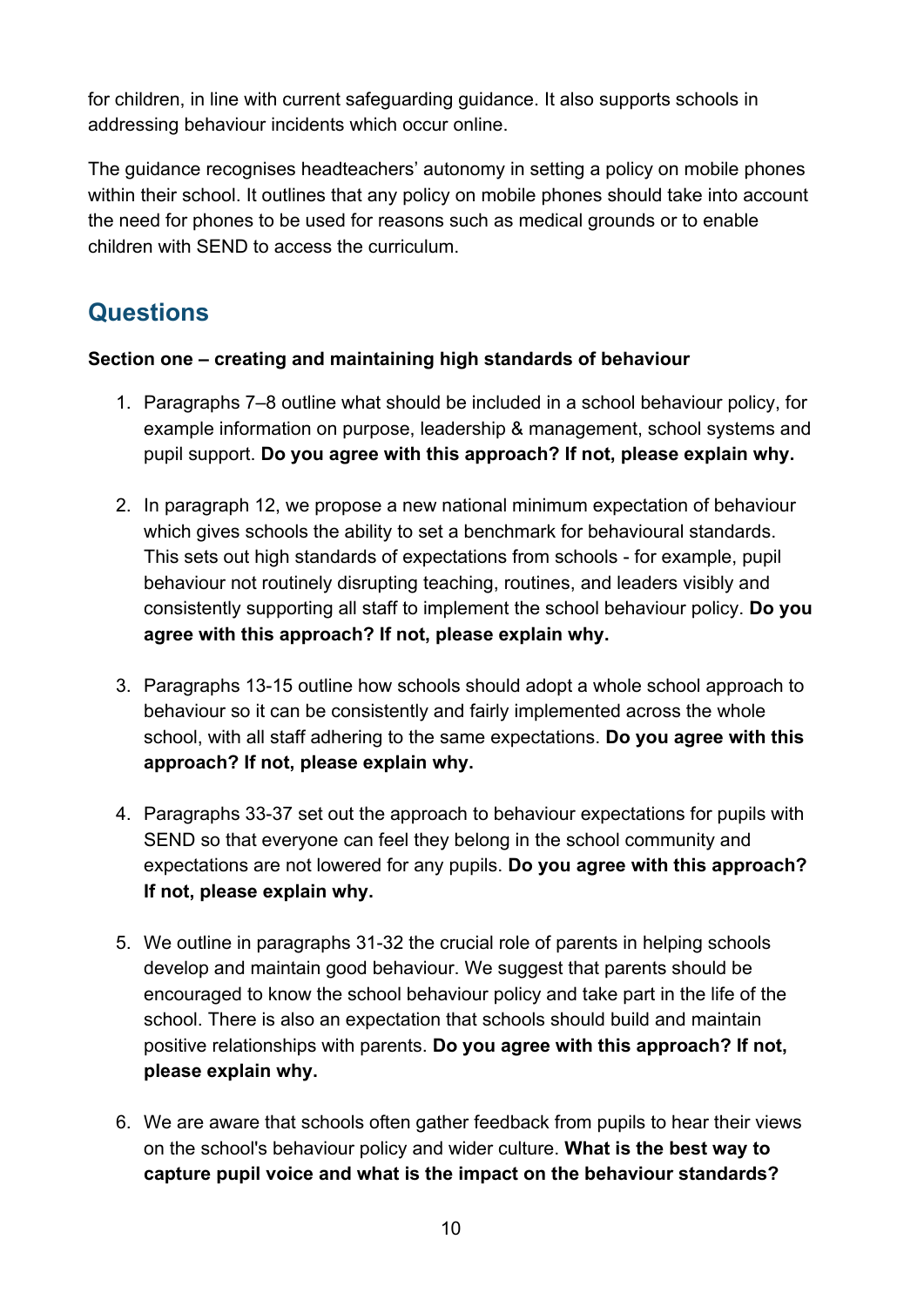for children, in line with current safeguarding guidance. It also supports schools in addressing behaviour incidents which occur online.

The guidance recognises headteachers' autonomy in setting a policy on mobile phones within their school. It outlines that any policy on mobile phones should take into account the need for phones to be used for reasons such as medical grounds or to enable children with SEND to access the curriculum.

## Questions

**Section one – creating and maintaining high standards of behaviour**

1. Paragraphs 7–8 outline what should be included in a school behaviour policy, for example information on purpose, leadership & management, school systems and pupil support. **Do you agree with this approach? If not, please explain why.**

2. In paragraph 12, we propose a new national minimum expectation of behaviour which gives schools the ability to set a benchmark for behavioural standards. This sets out high standards of expectations from schools - for example, pupil behaviour not routinely disrupting teaching, routines, and leaders visibly and consistently supporting all staff to implement the school behaviour policy. **Do you agree with this approach? If not, please explain why.**

3. Paragraphs 13-15 outline how schools should adopt a whole school approach to behaviour so it can be consistently and fairly implemented across the whole school, with all staff adhering to the same expectations. **Do you agree with this approach? If not, please explain why.**

4. Paragraphs 33-37 set out the approach to behaviour expectations for pupils with SEND so that everyone can feel they belong in the school community and expectations are not lowered for any pupils. **Do you agree with this approach? If not, please explain why.**

5. We outline in paragraphs 31-32 the crucial role of parents in helping schools develop and maintain good behaviour. We suggest that parents should be encouraged to know the school behaviour policy and take part in the life of the school. There is also an expectation that schools should build and maintain positive relationships with parents. **Do you agree with this approach? If not, please explain why.**

6. We are aware that schools often gather feedback from pupils to hear their views on the school's behaviour policy and wider culture. **What is the best way to capture pupil voice and what is the impact on the behaviour standards?**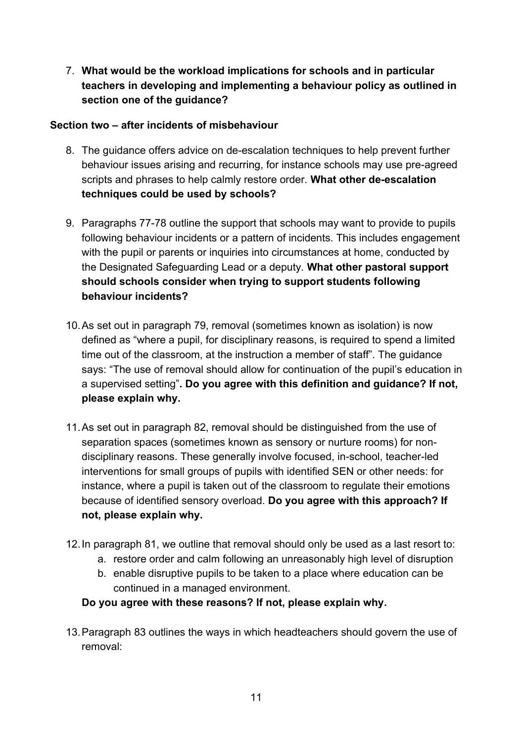7. **What would be the workload implications for schools and in particular teachers in developing and implementing a behaviour policy as outlined in section one of the guidance?**

**Section two – after incidents of misbehaviour**

8. The guidance offers advice on de-escalation techniques to help prevent further behaviour issues arising and recurring, for instance schools may use pre-agreed scripts and phrases to help calmly restore order. **What other de-escalation techniques could be used by schools?**

9. Paragraphs 77-78 outline the support that schools may want to provide to pupils following behaviour incidents or a pattern of incidents. This includes engagement with the pupil or parents or inquiries into circumstances at home, conducted by the Designated Safeguarding Lead or a deputy. **What other pastoral support should schools consider when trying to support students following behaviour incidents?**

10. As set out in paragraph 79, removal (sometimes known as isolation) is now defined as "where a pupil, for disciplinary reasons, is required to spend a limited time out of the classroom, at the instruction a member of staff". The guidance says: "The use of removal should allow for continuation of the pupil's education in a supervised setting"**. Do you agree with this definition and guidance? If not, please explain why.**

11. As set out in paragraph 82, removal should be distinguished from the use of separation spaces (sometimes known as sensory or nurture rooms) for non-disciplinary reasons. These generally involve focused, in-school, teacher-led interventions for small groups of pupils with identified SEN or other needs: for instance, where a pupil is taken out of the classroom to regulate their emotions because of identified sensory overload. **Do you agree with this approach? If not, please explain why.**

12. In paragraph 81, we outline that removal should only be used as a last resort to:
    a. restore order and calm following an unreasonably high level of disruption
    b. enable disruptive pupils to be taken to a place where education can be continued in a managed environment.

    **Do you agree with these reasons? If not, please explain why.**

13. Paragraph 83 outlines the ways in which headteachers should govern the use of removal: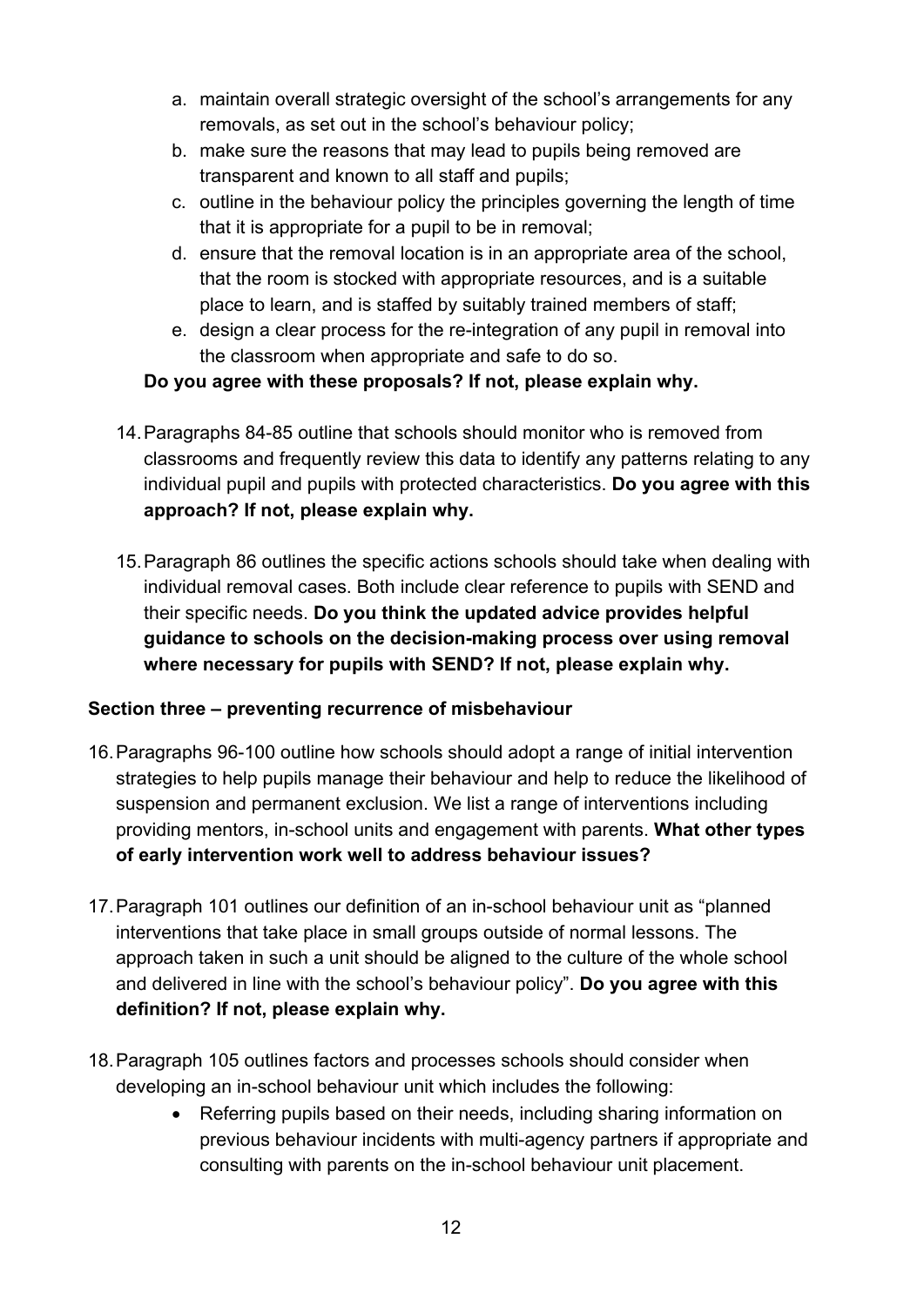a. maintain overall strategic oversight of the school's arrangements for any removals, as set out in the school's behaviour policy;
   b. make sure the reasons that may lead to pupils being removed are transparent and known to all staff and pupils;
   c. outline in the behaviour policy the principles governing the length of time that it is appropriate for a pupil to be in removal;
   d. ensure that the removal location is in an appropriate area of the school, that the room is stocked with appropriate resources, and is a suitable place to learn, and is staffed by suitably trained members of staff;
   e. design a clear process for the re-integration of any pupil in removal into the classroom when appropriate and safe to do so.

   **Do you agree with these proposals? If not, please explain why.**

14. Paragraphs 84-85 outline that schools should monitor who is removed from classrooms and frequently review this data to identify any patterns relating to any individual pupil and pupils with protected characteristics. **Do you agree with this approach? If not, please explain why.**

15. Paragraph 86 outlines the specific actions schools should take when dealing with individual removal cases. Both include clear reference to pupils with SEND and their specific needs. **Do you think the updated advice provides helpful guidance to schools on the decision-making process over using removal where necessary for pupils with SEND? If not, please explain why.**

**Section three – preventing recurrence of misbehaviour**

16. Paragraphs 96-100 outline how schools should adopt a range of initial intervention strategies to help pupils manage their behaviour and help to reduce the likelihood of suspension and permanent exclusion. We list a range of interventions including providing mentors, in-school units and engagement with parents. **What other types of early intervention work well to address behaviour issues?**

17. Paragraph 101 outlines our definition of an in-school behaviour unit as "planned interventions that take place in small groups outside of normal lessons. The approach taken in such a unit should be aligned to the culture of the whole school and delivered in line with the school's behaviour policy". **Do you agree with this definition? If not, please explain why.**

18. Paragraph 105 outlines factors and processes schools should consider when developing an in-school behaviour unit which includes the following:
    - Referring pupils based on their needs, including sharing information on previous behaviour incidents with multi-agency partners if appropriate and consulting with parents on the in-school behaviour unit placement.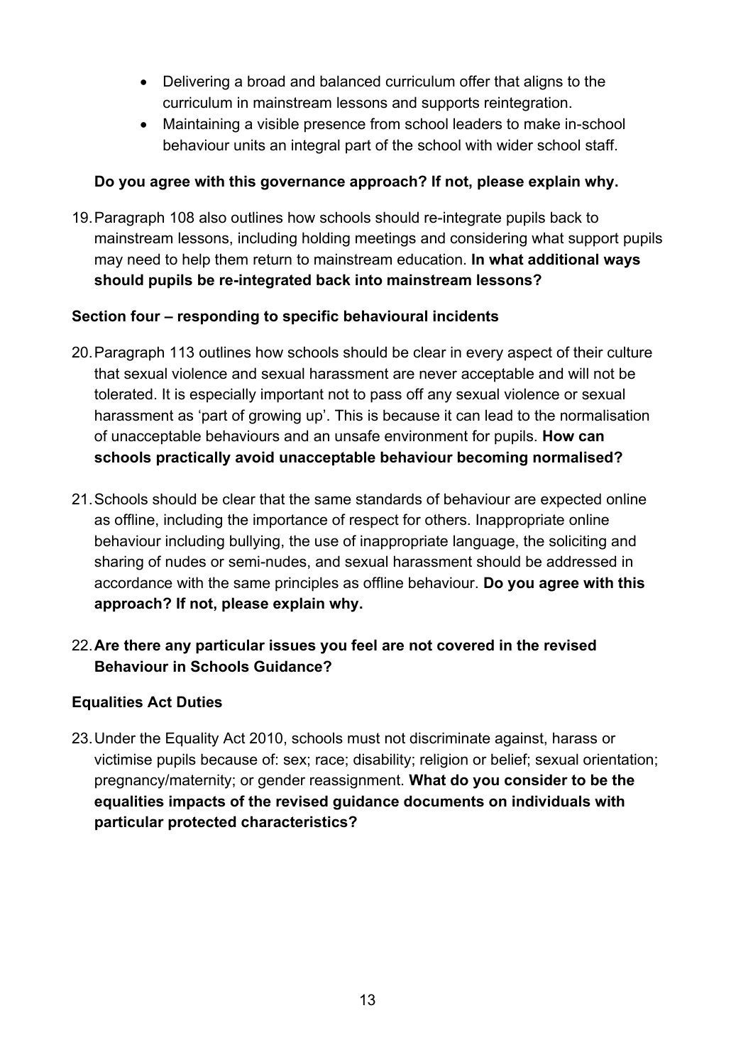- Delivering a broad and balanced curriculum offer that aligns to the curriculum in mainstream lessons and supports reintegration.
- Maintaining a visible presence from school leaders to make in-school behaviour units an integral part of the school with wider school staff.

**Do you agree with this governance approach? If not, please explain why.**

19. Paragraph 108 also outlines how schools should re-integrate pupils back to mainstream lessons, including holding meetings and considering what support pupils may need to help them return to mainstream education. **In what additional ways should pupils be re-integrated back into mainstream lessons?**

**Section four – responding to specific behavioural incidents**

20. Paragraph 113 outlines how schools should be clear in every aspect of their culture that sexual violence and sexual harassment are never acceptable and will not be tolerated. It is especially important not to pass off any sexual violence or sexual harassment as 'part of growing up'. This is because it can lead to the normalisation of unacceptable behaviours and an unsafe environment for pupils. **How can schools practically avoid unacceptable behaviour becoming normalised?**

21. Schools should be clear that the same standards of behaviour are expected online as offline, including the importance of respect for others. Inappropriate online behaviour including bullying, the use of inappropriate language, the soliciting and sharing of nudes or semi-nudes, and sexual harassment should be addressed in accordance with the same principles as offline behaviour. **Do you agree with this approach? If not, please explain why.**

22. **Are there any particular issues you feel are not covered in the revised Behaviour in Schools Guidance?**

**Equalities Act Duties**

23. Under the Equality Act 2010, schools must not discriminate against, harass or victimise pupils because of: sex; race; disability; religion or belief; sexual orientation; pregnancy/maternity; or gender reassignment. **What do you consider to be the equalities impacts of the revised guidance documents on individuals with particular protected characteristics?**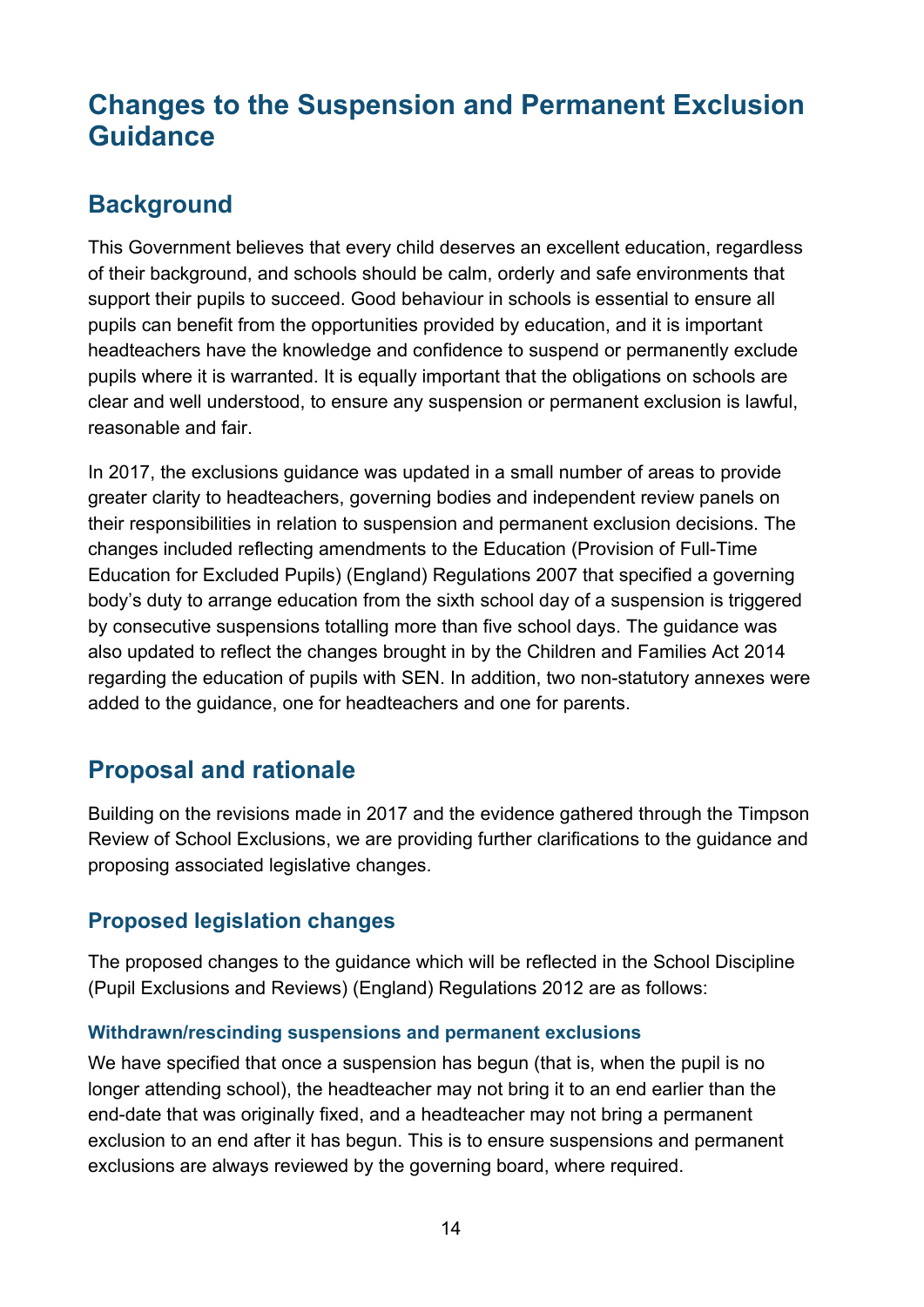# Changes to the Suspension and Permanent Exclusion Guidance

## Background

This Government believes that every child deserves an excellent education, regardless of their background, and schools should be calm, orderly and safe environments that support their pupils to succeed. Good behaviour in schools is essential to ensure all pupils can benefit from the opportunities provided by education, and it is important headteachers have the knowledge and confidence to suspend or permanently exclude pupils where it is warranted. It is equally important that the obligations on schools are clear and well understood, to ensure any suspension or permanent exclusion is lawful, reasonable and fair.

In 2017, the exclusions guidance was updated in a small number of areas to provide greater clarity to headteachers, governing bodies and independent review panels on their responsibilities in relation to suspension and permanent exclusion decisions. The changes included reflecting amendments to the Education (Provision of Full-Time Education for Excluded Pupils) (England) Regulations 2007 that specified a governing body's duty to arrange education from the sixth school day of a suspension is triggered by consecutive suspensions totalling more than five school days. The guidance was also updated to reflect the changes brought in by the Children and Families Act 2014 regarding the education of pupils with SEN. In addition, two non-statutory annexes were added to the guidance, one for headteachers and one for parents.

## Proposal and rationale

Building on the revisions made in 2017 and the evidence gathered through the Timpson Review of School Exclusions, we are providing further clarifications to the guidance and proposing associated legislative changes.

### Proposed legislation changes

The proposed changes to the guidance which will be reflected in the School Discipline (Pupil Exclusions and Reviews) (England) Regulations 2012 are as follows:

#### Withdrawn/rescinding suspensions and permanent exclusions

We have specified that once a suspension has begun (that is, when the pupil is no longer attending school), the headteacher may not bring it to an end earlier than the end-date that was originally fixed, and a headteacher may not bring a permanent exclusion to an end after it has begun. This is to ensure suspensions and permanent exclusions are always reviewed by the governing board, where required.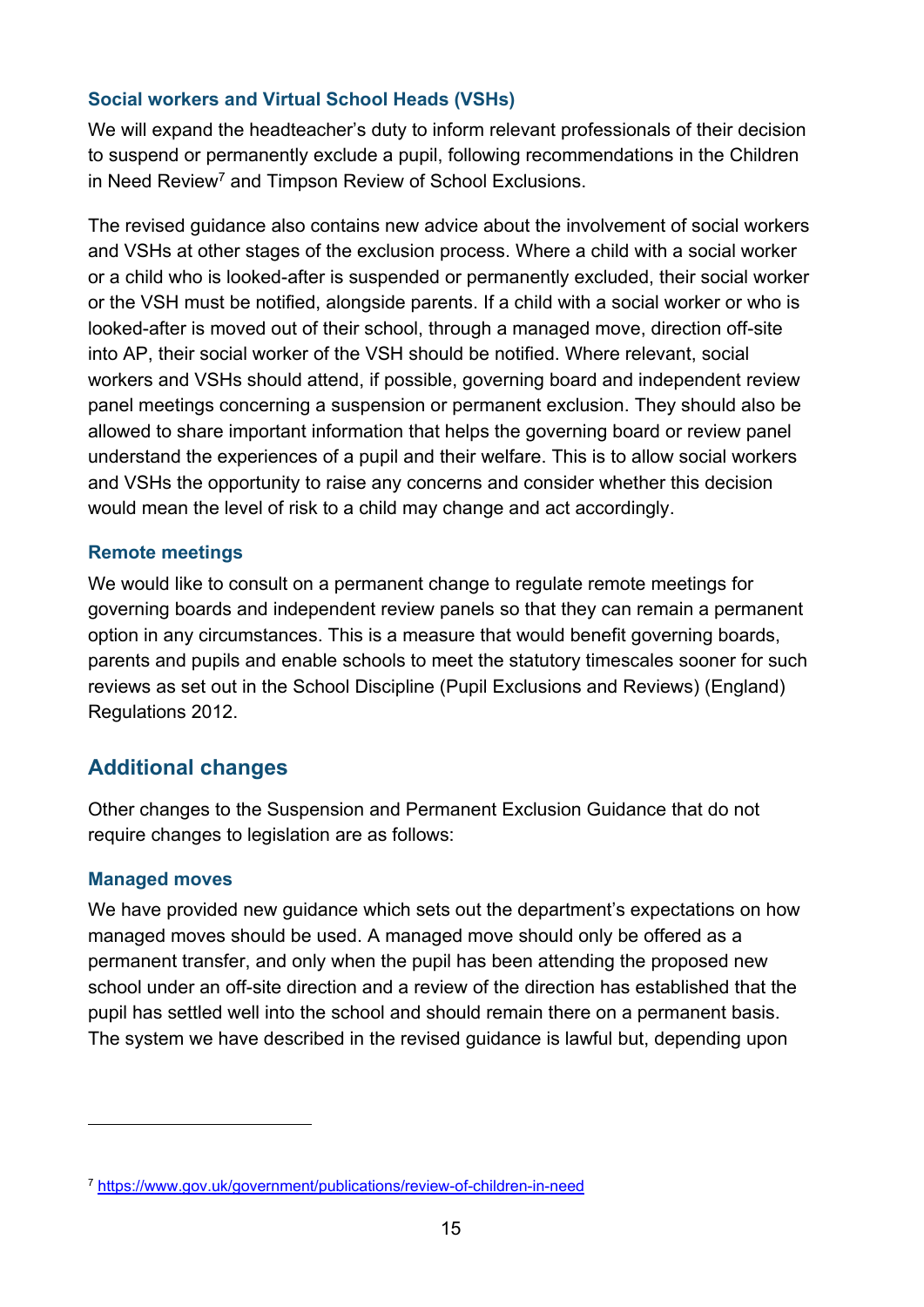### Social workers and Virtual School Heads (VSHs)

We will expand the headteacher's duty to inform relevant professionals of their decision to suspend or permanently exclude a pupil, following recommendations in the Children in Need Review[7] and Timpson Review of School Exclusions.

The revised guidance also contains new advice about the involvement of social workers and VSHs at other stages of the exclusion process. Where a child with a social worker or a child who is looked-after is suspended or permanently excluded, their social worker or the VSH must be notified, alongside parents. If a child with a social worker or who is looked-after is moved out of their school, through a managed move, direction off-site into AP, their social worker of the VSH should be notified. Where relevant, social workers and VSHs should attend, if possible, governing board and independent review panel meetings concerning a suspension or permanent exclusion. They should also be allowed to share important information that helps the governing board or review panel understand the experiences of a pupil and their welfare. This is to allow social workers and VSHs the opportunity to raise any concerns and consider whether this decision would mean the level of risk to a child may change and act accordingly.

### Remote meetings

We would like to consult on a permanent change to regulate remote meetings for governing boards and independent review panels so that they can remain a permanent option in any circumstances. This is a measure that would benefit governing boards, parents and pupils and enable schools to meet the statutory timescales sooner for such reviews as set out in the School Discipline (Pupil Exclusions and Reviews) (England) Regulations 2012.

## Additional changes

Other changes to the Suspension and Permanent Exclusion Guidance that do not require changes to legislation are as follows:

### Managed moves

We have provided new guidance which sets out the department's expectations on how managed moves should be used. A managed move should only be offered as a permanent transfer, and only when the pupil has been attending the proposed new school under an off-site direction and a review of the direction has established that the pupil has settled well into the school and should remain there on a permanent basis. The system we have described in the revised guidance is lawful but, depending upon

---

[7] https://www.gov.uk/government/publications/review-of-children-in-need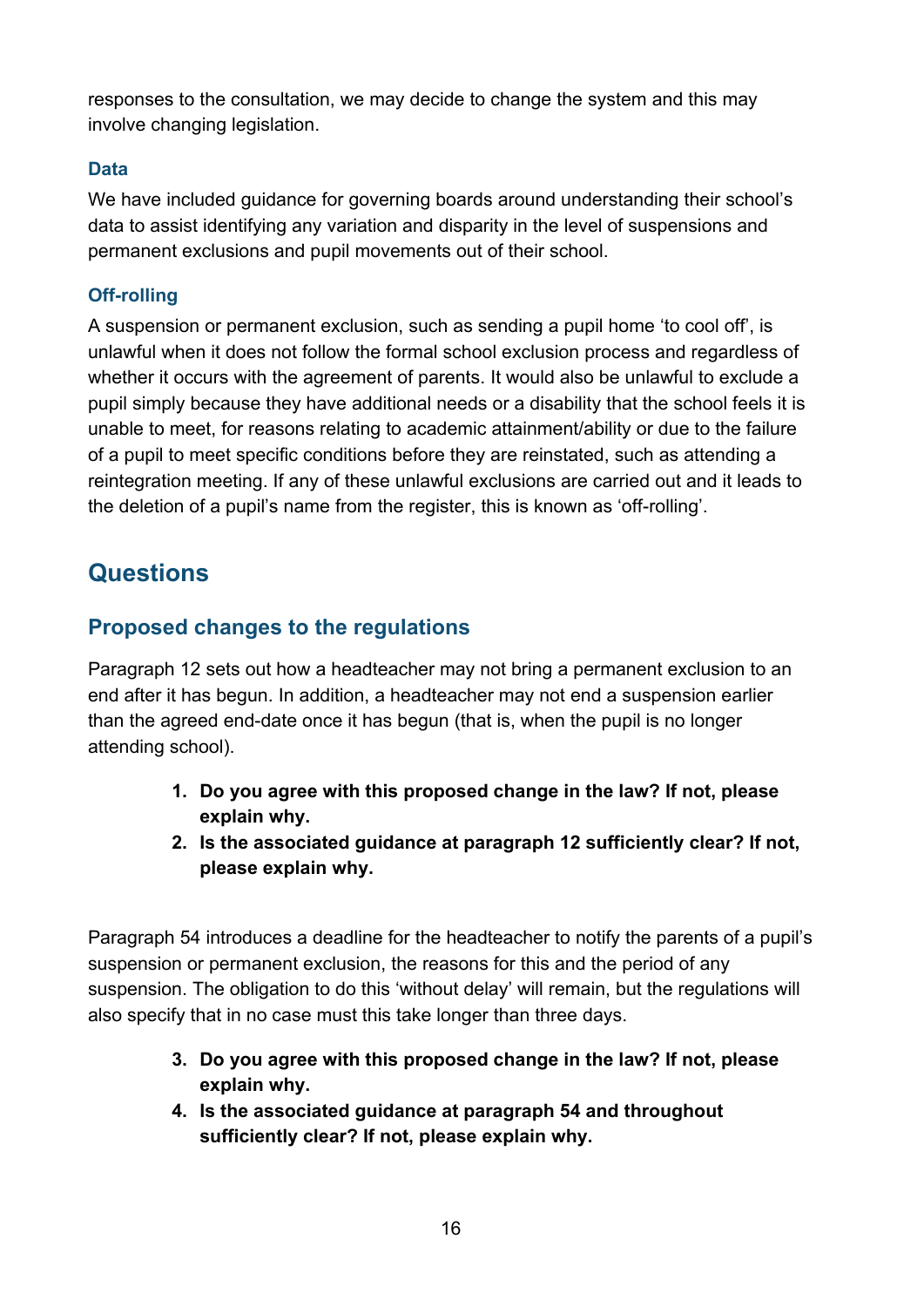responses to the consultation, we may decide to change the system and this may involve changing legislation.

### Data

We have included guidance for governing boards around understanding their school's data to assist identifying any variation and disparity in the level of suspensions and permanent exclusions and pupil movements out of their school.

### Off-rolling

A suspension or permanent exclusion, such as sending a pupil home 'to cool off', is unlawful when it does not follow the formal school exclusion process and regardless of whether it occurs with the agreement of parents. It would also be unlawful to exclude a pupil simply because they have additional needs or a disability that the school feels it is unable to meet, for reasons relating to academic attainment/ability or due to the failure of a pupil to meet specific conditions before they are reinstated, such as attending a reintegration meeting. If any of these unlawful exclusions are carried out and it leads to the deletion of a pupil's name from the register, this is known as 'off-rolling'.

# Questions

## Proposed changes to the regulations

Paragraph 12 sets out how a headteacher may not bring a permanent exclusion to an end after it has begun. In addition, a headteacher may not end a suspension earlier than the agreed end-date once it has begun (that is, when the pupil is no longer attending school).

1. **Do you agree with this proposed change in the law? If not, please explain why.**
2. **Is the associated guidance at paragraph 12 sufficiently clear? If not, please explain why.**

Paragraph 54 introduces a deadline for the headteacher to notify the parents of a pupil's suspension or permanent exclusion, the reasons for this and the period of any suspension. The obligation to do this 'without delay' will remain, but the regulations will also specify that in no case must this take longer than three days.

3. **Do you agree with this proposed change in the law? If not, please explain why.**
4. **Is the associated guidance at paragraph 54 and throughout sufficiently clear? If not, please explain why.**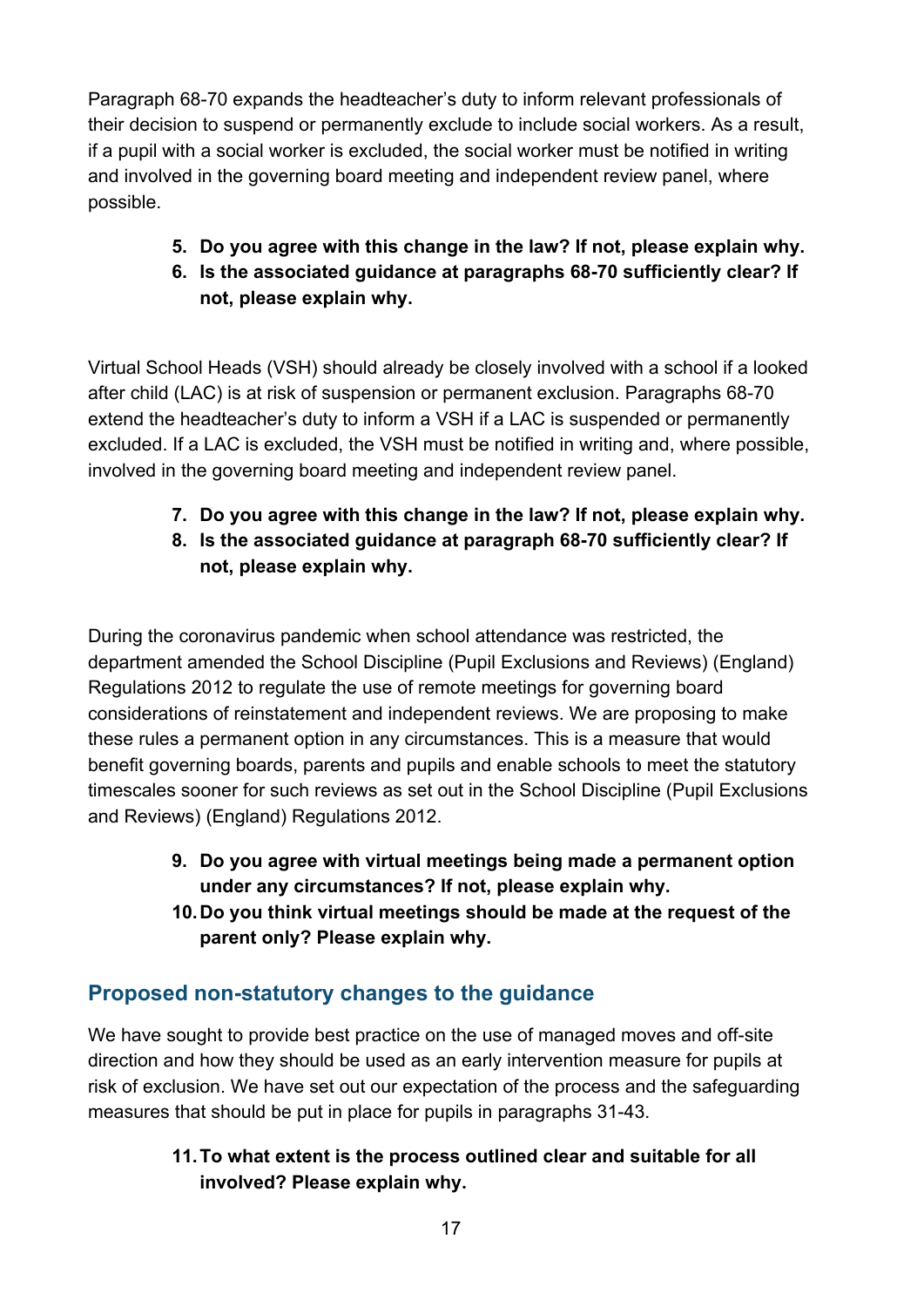Paragraph 68-70 expands the headteacher's duty to inform relevant professionals of their decision to suspend or permanently exclude to include social workers. As a result, if a pupil with a social worker is excluded, the social worker must be notified in writing and involved in the governing board meeting and independent review panel, where possible.

5. **Do you agree with this change in the law? If not, please explain why.**
6. **Is the associated guidance at paragraphs 68-70 sufficiently clear? If not, please explain why.**

Virtual School Heads (VSH) should already be closely involved with a school if a looked after child (LAC) is at risk of suspension or permanent exclusion. Paragraphs 68-70 extend the headteacher's duty to inform a VSH if a LAC is suspended or permanently excluded. If a LAC is excluded, the VSH must be notified in writing and, where possible, involved in the governing board meeting and independent review panel.

7. **Do you agree with this change in the law? If not, please explain why.**
8. **Is the associated guidance at paragraph 68-70 sufficiently clear? If not, please explain why.**

During the coronavirus pandemic when school attendance was restricted, the department amended the School Discipline (Pupil Exclusions and Reviews) (England) Regulations 2012 to regulate the use of remote meetings for governing board considerations of reinstatement and independent reviews. We are proposing to make these rules a permanent option in any circumstances. This is a measure that would benefit governing boards, parents and pupils and enable schools to meet the statutory timescales sooner for such reviews as set out in the School Discipline (Pupil Exclusions and Reviews) (England) Regulations 2012.

9. **Do you agree with virtual meetings being made a permanent option under any circumstances? If not, please explain why.**
10. **Do you think virtual meetings should be made at the request of the parent only? Please explain why.**

## Proposed non-statutory changes to the guidance

We have sought to provide best practice on the use of managed moves and off-site direction and how they should be used as an early intervention measure for pupils at risk of exclusion. We have set out our expectation of the process and the safeguarding measures that should be put in place for pupils in paragraphs 31-43.

11. **To what extent is the process outlined clear and suitable for all involved? Please explain why.**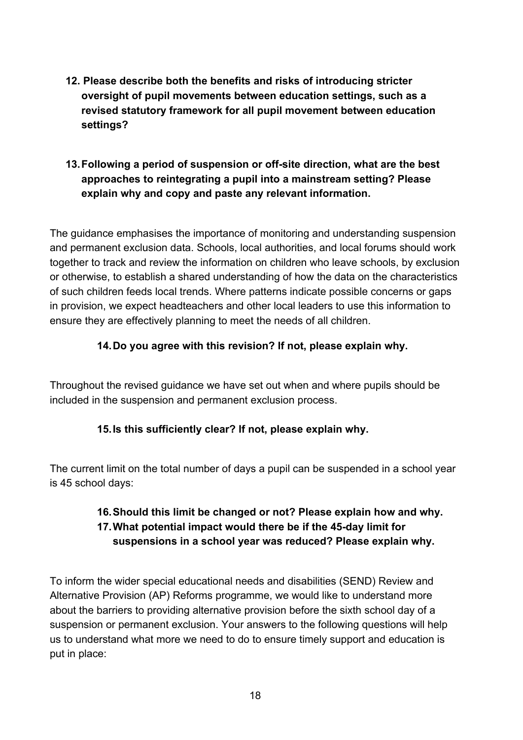**12. Please describe both the benefits and risks of introducing stricter oversight of pupil movements between education settings, such as a revised statutory framework for all pupil movement between education settings?**

**13. Following a period of suspension or off-site direction, what are the best approaches to reintegrating a pupil into a mainstream setting? Please explain why and copy and paste any relevant information.**

The guidance emphasises the importance of monitoring and understanding suspension and permanent exclusion data. Schools, local authorities, and local forums should work together to track and review the information on children who leave schools, by exclusion or otherwise, to establish a shared understanding of how the data on the characteristics of such children feeds local trends. Where patterns indicate possible concerns or gaps in provision, we expect headteachers and other local leaders to use this information to ensure they are effectively planning to meet the needs of all children.

**14. Do you agree with this revision? If not, please explain why.**

Throughout the revised guidance we have set out when and where pupils should be included in the suspension and permanent exclusion process.

**15. Is this sufficiently clear? If not, please explain why.**

The current limit on the total number of days a pupil can be suspended in a school year is 45 school days:

**16. Should this limit be changed or not? Please explain how and why.**

**17. What potential impact would there be if the 45-day limit for suspensions in a school year was reduced? Please explain why.**

To inform the wider special educational needs and disabilities (SEND) Review and Alternative Provision (AP) Reforms programme, we would like to understand more about the barriers to providing alternative provision before the sixth school day of a suspension or permanent exclusion. Your answers to the following questions will help us to understand what more we need to do to ensure timely support and education is put in place: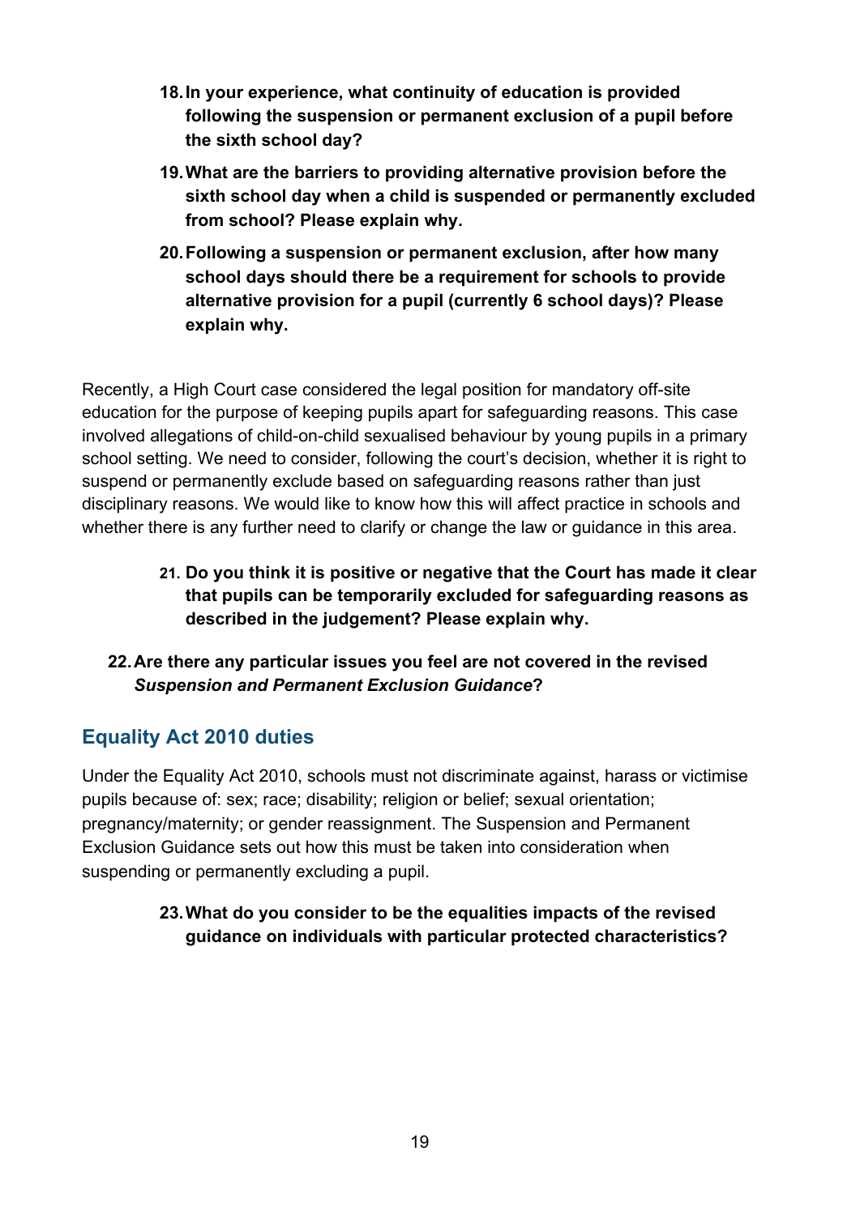18. **In your experience, what continuity of education is provided following the suspension or permanent exclusion of a pupil before the sixth school day?**

19. **What are the barriers to providing alternative provision before the sixth school day when a child is suspended or permanently excluded from school? Please explain why.**

20. **Following a suspension or permanent exclusion, after how many school days should there be a requirement for schools to provide alternative provision for a pupil (currently 6 school days)? Please explain why.**

Recently, a High Court case considered the legal position for mandatory off-site education for the purpose of keeping pupils apart for safeguarding reasons. This case involved allegations of child-on-child sexualised behaviour by young pupils in a primary school setting. We need to consider, following the court's decision, whether it is right to suspend or permanently exclude based on safeguarding reasons rather than just disciplinary reasons. We would like to know how this will affect practice in schools and whether there is any further need to clarify or change the law or guidance in this area.

21. **Do you think it is positive or negative that the Court has made it clear that pupils can be temporarily excluded for safeguarding reasons as described in the judgement? Please explain why.**

22. **Are there any particular issues you feel are not covered in the revised *Suspension and Permanent Exclusion Guidance*?**

## Equality Act 2010 duties

Under the Equality Act 2010, schools must not discriminate against, harass or victimise pupils because of: sex; race; disability; religion or belief; sexual orientation; pregnancy/maternity; or gender reassignment. The Suspension and Permanent Exclusion Guidance sets out how this must be taken into consideration when suspending or permanently excluding a pupil.

23. **What do you consider to be the equalities impacts of the revised guidance on individuals with particular protected characteristics?**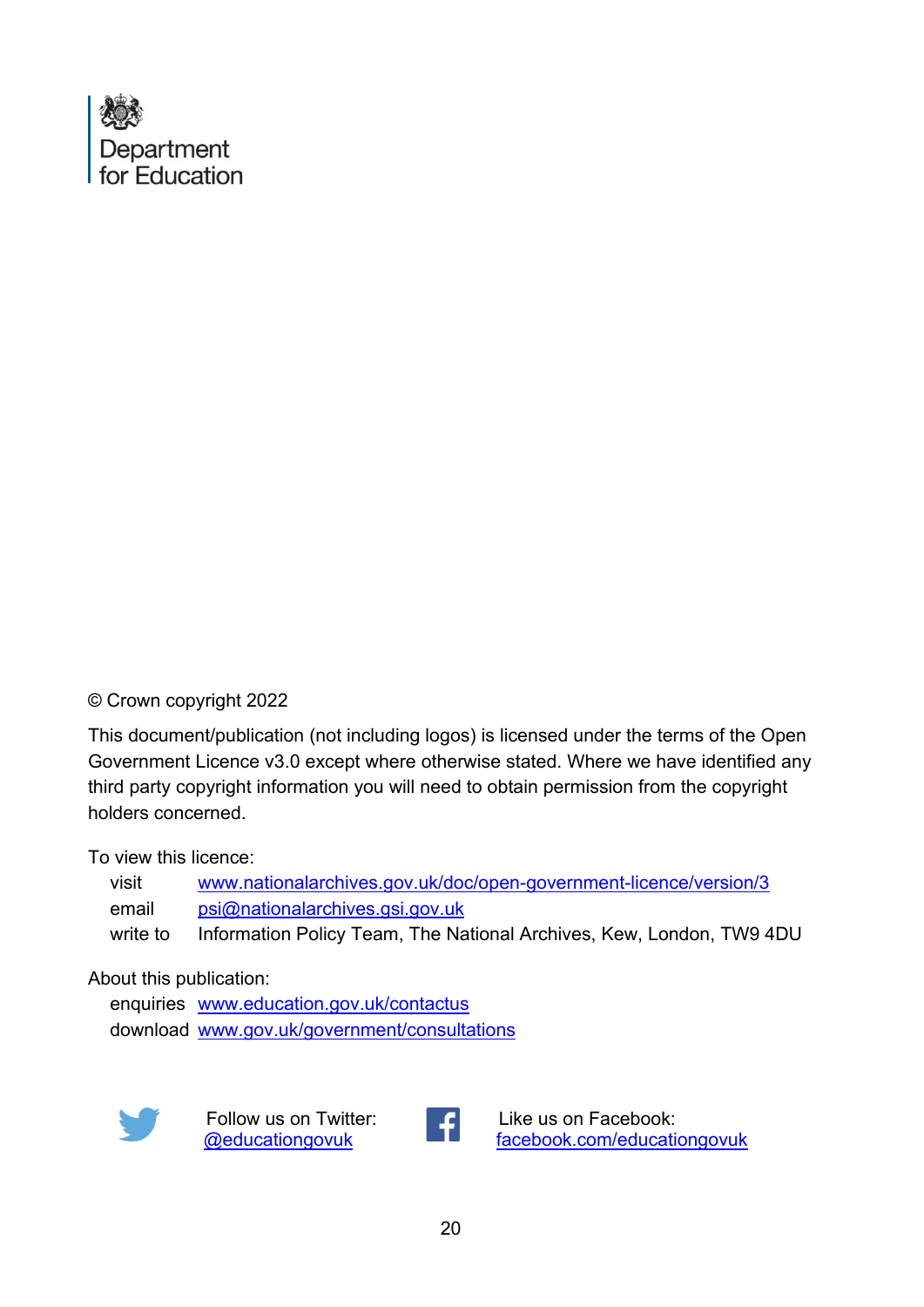Department for Education

© Crown copyright 2022

This document/publication (not including logos) is licensed under the terms of the Open Government Licence v3.0 except where otherwise stated. Where we have identified any third party copyright information you will need to obtain permission from the copyright holders concerned.

To view this licence:

visit [www.nationalarchives.gov.uk/doc/open-government-licence/version/3](http://www.nationalarchives.gov.uk/doc/open-government-licence/version/3)
email [psi@nationalarchives.gsi.gov.uk](mailto:psi@nationalarchives.gsi.gov.uk)
write to Information Policy Team, The National Archives, Kew, London, TW9 4DU

About this publication:

enquiries [www.education.gov.uk/contactus](http://www.education.gov.uk/contactus)
download [www.gov.uk/government/consultations](http://www.gov.uk/government/consultations)

Follow us on Twitter: [@educationgovuk](http://twitter.com/educationgovuk)

Like us on Facebook: [facebook.com/educationgovuk](http://www.facebook.com/educationgovuk)